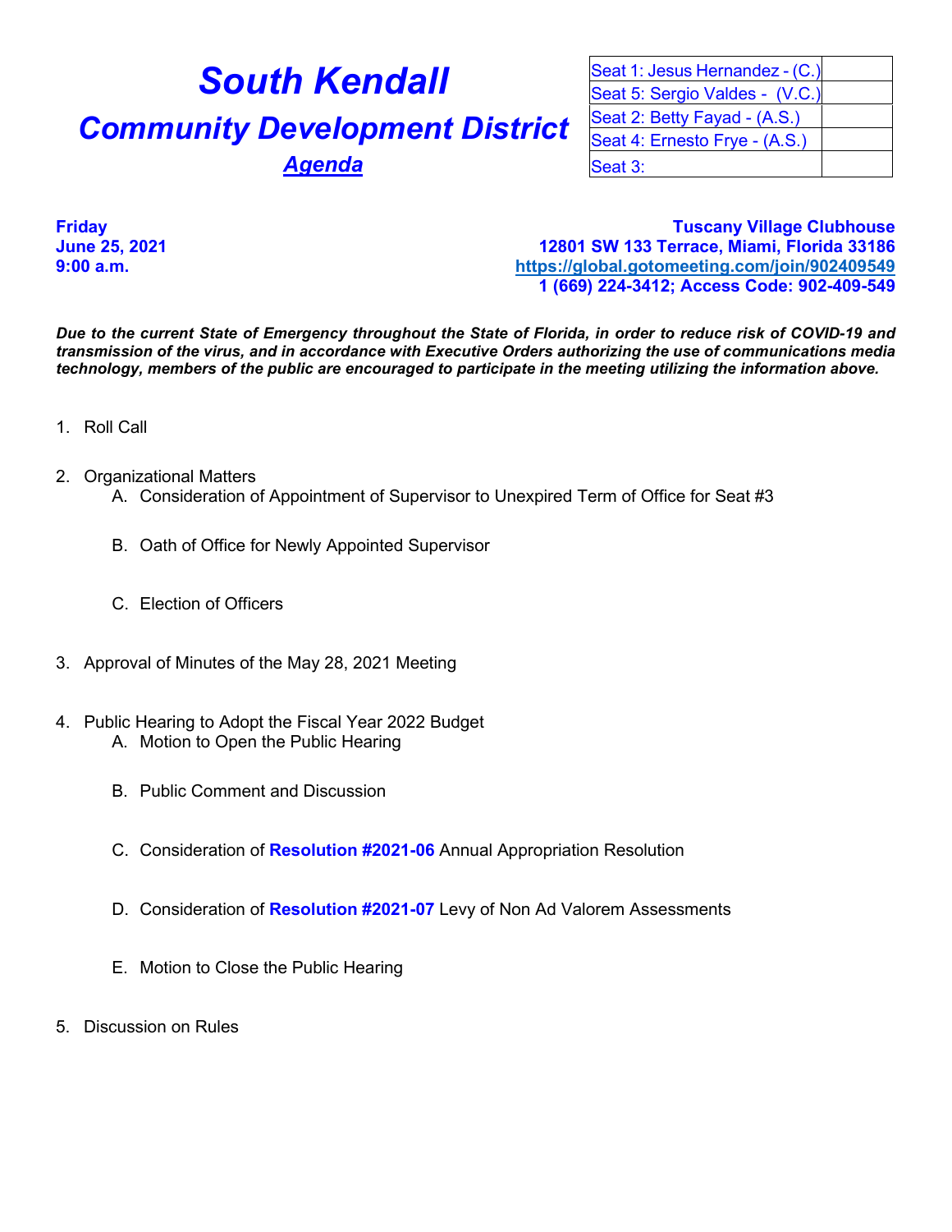# South Kendall

# Community Development District

## *Agenda*

| Seat 1: Jesus Hernandez - (C.) | |
|---|---|
| Seat 5: Sergio Valdes - (V.C.) | |
| Seat 2: Betty Fayad - (A.S.) | |
| Seat 4: Ernesto Frye - (A.S.) | |
| Seat 3: | |

**Friday**
**June 25, 2021**
**9:00 a.m.**

**Tuscany Village Clubhouse**
**12801 SW 133 Terrace, Miami, Florida 33186**
**https://global.gotomeeting.com/join/902409549**
**1 (669) 224-3412; Access Code: 902-409-549**

***Due to the current State of Emergency throughout the State of Florida, in order to reduce risk of COVID-19 and transmission of the virus, and in accordance with Executive Orders authorizing the use of communications media technology, members of the public are encouraged to participate in the meeting utilizing the information above.***

1. Roll Call

2. Organizational Matters
   A. Consideration of Appointment of Supervisor to Unexpired Term of Office for Seat #3

   B. Oath of Office for Newly Appointed Supervisor

   C. Election of Officers

3. Approval of Minutes of the May 28, 2021 Meeting

4. Public Hearing to Adopt the Fiscal Year 2022 Budget
   A. Motion to Open the Public Hearing

   B. Public Comment and Discussion

   C. Consideration of **Resolution #2021-06** Annual Appropriation Resolution

   D. Consideration of **Resolution #2021-07** Levy of Non Ad Valorem Assessments

   E. Motion to Close the Public Hearing

5. Discussion on Rules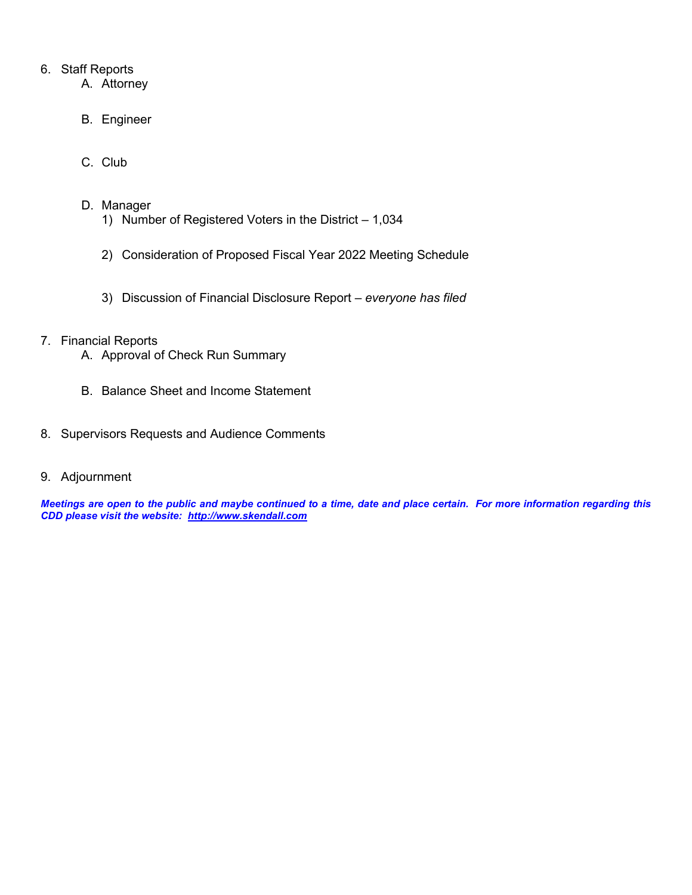6. Staff Reports
   A. Attorney

   B. Engineer

   C. Club

   D. Manager
      1) Number of Registered Voters in the District – 1,034

      2) Consideration of Proposed Fiscal Year 2022 Meeting Schedule

      3) Discussion of Financial Disclosure Report – *everyone has filed*

7. Financial Reports
   A. Approval of Check Run Summary

   B. Balance Sheet and Income Statement

8. Supervisors Requests and Audience Comments

9. Adjournment

***Meetings are open to the public and maybe continued to a time, date and place certain. For more information regarding this CDD please visit the website: http://www.skendall.com***